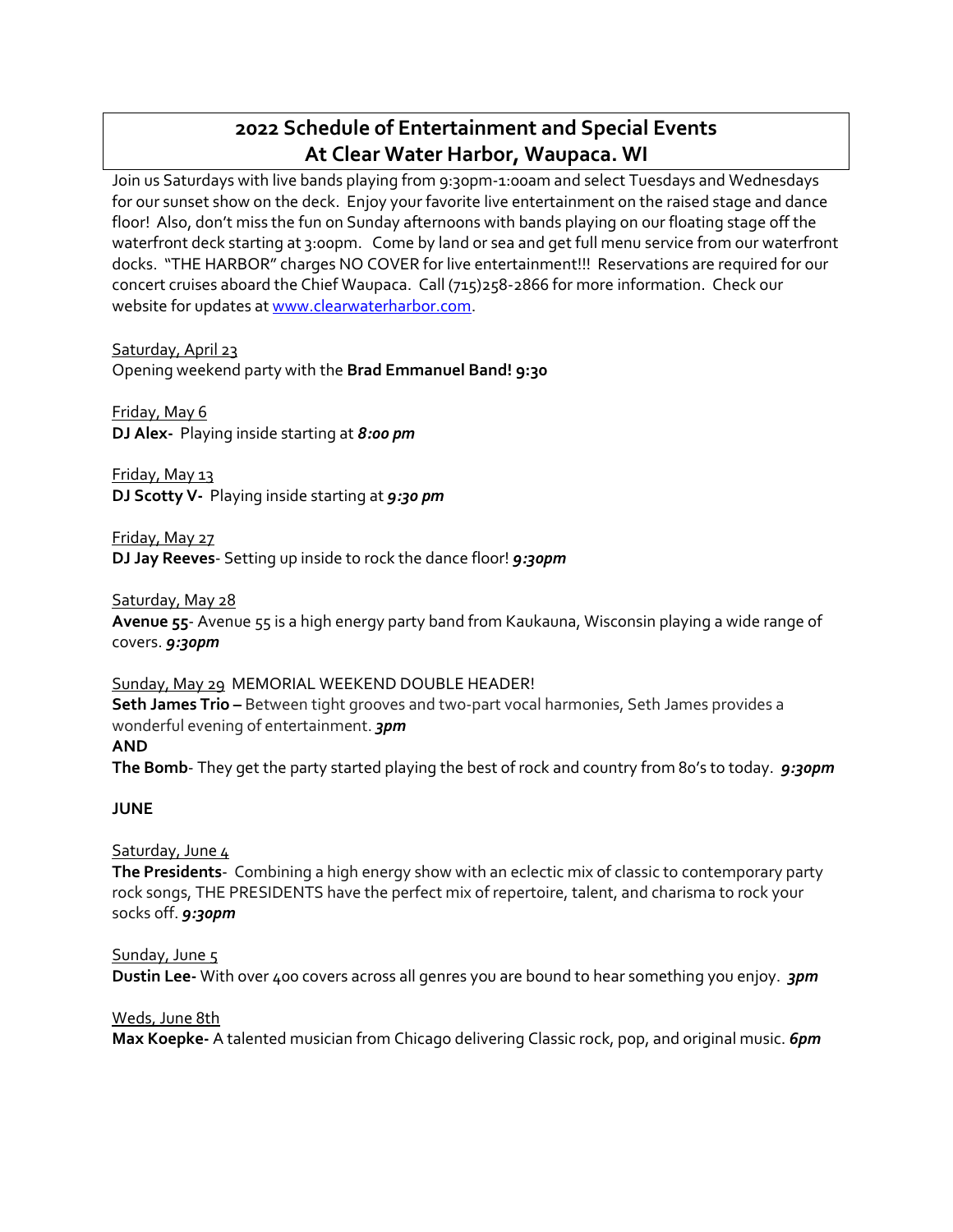# 2022 Schedule of Entertainment and Special Events
# At Clear Water Harbor, Waupaca. WI

Join us Saturdays with live bands playing from 9:30pm-1:00am and select Tuesdays and Wednesdays for our sunset show on the deck. Enjoy your favorite live entertainment on the raised stage and dance floor! Also, don't miss the fun on Sunday afternoons with bands playing on our floating stage off the waterfront deck starting at 3:00pm. Come by land or sea and get full menu service from our waterfront docks. "THE HARBOR" charges NO COVER for live entertainment!!! Reservations are required for our concert cruises aboard the Chief Waupaca. Call (715)258-2866 for more information. Check our website for updates at [www.clearwaterharbor.com](http://www.clearwaterharbor.com).

Saturday, April 23
Opening weekend party with the **Brad Emmanuel Band! 9:30**

Friday, May 6
**DJ Alex-** Playing inside starting at ***8:00 pm***

Friday, May 13
**DJ Scotty V-** Playing inside starting at ***9:30 pm***

Friday, May 27
**DJ Jay Reeves**- Setting up inside to rock the dance floor! ***9:30pm***

Saturday, May 28
**Avenue 55**- Avenue 55 is a high energy party band from Kaukauna, Wisconsin playing a wide range of covers. ***9:30pm***

Sunday, May 29 MEMORIAL WEEKEND DOUBLE HEADER!
**Seth James Trio –** Between tight grooves and two-part vocal harmonies, Seth James provides a wonderful evening of entertainment. ***3pm***
**AND**
**The Bomb**- They get the party started playing the best of rock and country from 80's to today. ***9:30pm***

**JUNE**

Saturday, June 4
**The Presidents**- Combining a high energy show with an eclectic mix of classic to contemporary party rock songs, THE PRESIDENTS have the perfect mix of repertoire, talent, and charisma to rock your socks off. ***9:30pm***

Sunday, June 5
**Dustin Lee-** With over 400 covers across all genres you are bound to hear something you enjoy. ***3pm***

Weds, June 8th
**Max Koepke-** A talented musician from Chicago delivering Classic rock, pop, and original music. ***6pm***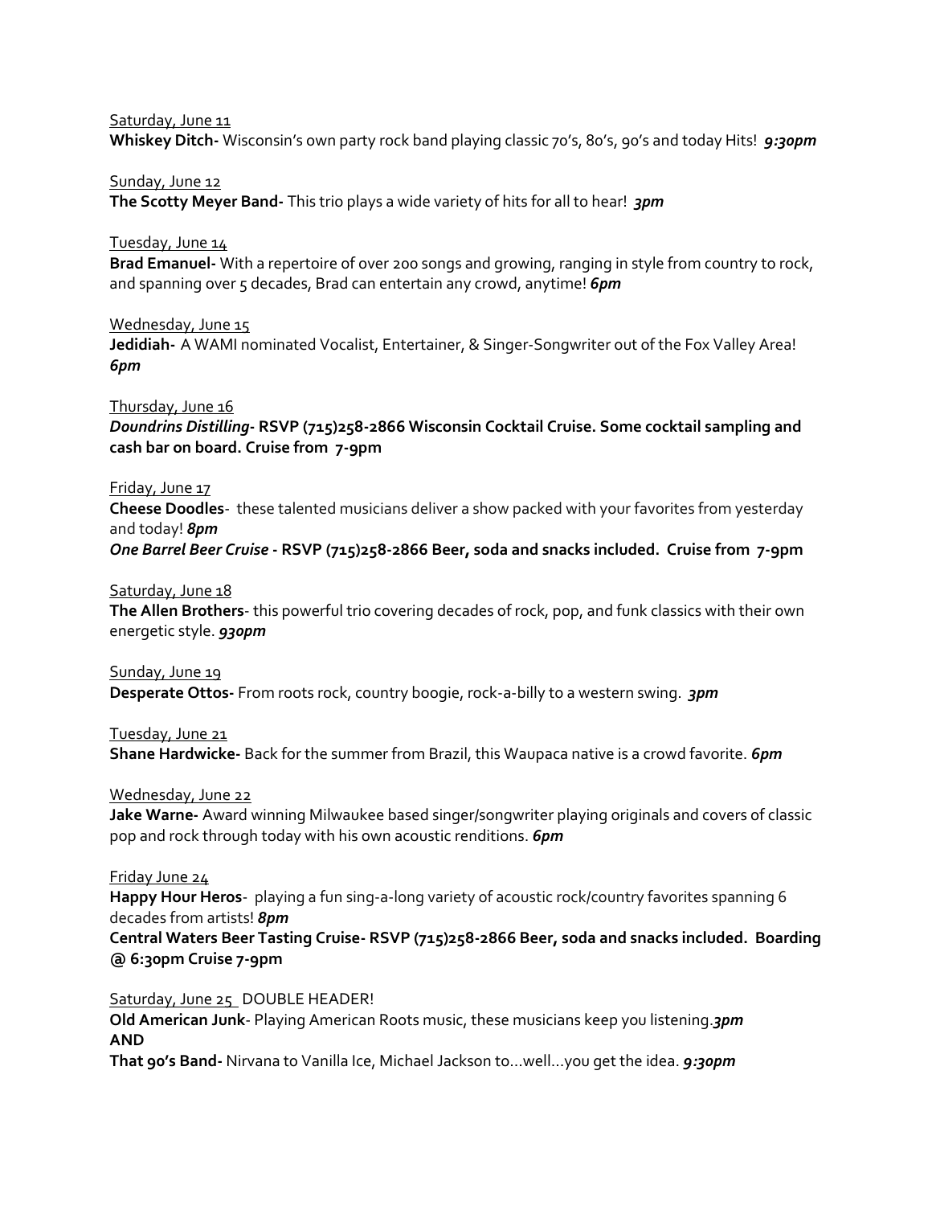Saturday, June 11

**Whiskey Ditch-** Wisconsin's own party rock band playing classic 70's, 80's, 90's and today Hits! ***9:30pm***

Sunday, June 12

**The Scotty Meyer Band-** This trio plays a wide variety of hits for all to hear! ***3pm***

Tuesday, June 14

**Brad Emanuel-** With a repertoire of over 200 songs and growing, ranging in style from country to rock, and spanning over 5 decades, Brad can entertain any crowd, anytime! ***6pm***

Wednesday, June 15

**Jedidiah-** A WAMI nominated Vocalist, Entertainer, & Singer-Songwriter out of the Fox Valley Area! ***6pm***

Thursday, June 16

***Doundrins Distilling*- RSVP (715)258-2866 Wisconsin Cocktail Cruise. Some cocktail sampling and cash bar on board. Cruise from 7-9pm**

Friday, June 17

**Cheese Doodles**- these talented musicians deliver a show packed with your favorites from yesterday and today! ***8pm***

***One Barrel Beer Cruise* - RSVP (715)258-2866 Beer, soda and snacks included. Cruise from 7-9pm**

Saturday, June 18

**The Allen Brothers**- this powerful trio covering decades of rock, pop, and funk classics with their own energetic style. ***930pm***

Sunday, June 19

**Desperate Ottos-** From roots rock, country boogie, rock-a-billy to a western swing. ***3pm***

Tuesday, June 21

**Shane Hardwicke-** Back for the summer from Brazil, this Waupaca native is a crowd favorite. ***6pm***

Wednesday, June 22

**Jake Warne-** Award winning Milwaukee based singer/songwriter playing originals and covers of classic pop and rock through today with his own acoustic renditions. ***6pm***

Friday June 24

**Happy Hour Heros**- playing a fun sing-a-long variety of acoustic rock/country favorites spanning 6 decades from artists! ***8pm***

**Central Waters Beer Tasting Cruise- RSVP (715)258-2866 Beer, soda and snacks included. Boarding @ 6:30pm Cruise 7-9pm**

Saturday, June 25 DOUBLE HEADER!

**Old American Junk**- Playing American Roots music, these musicians keep you listening.***3pm***

**AND**

**That 90's Band-** Nirvana to Vanilla Ice, Michael Jackson to…well…you get the idea. ***9:30pm***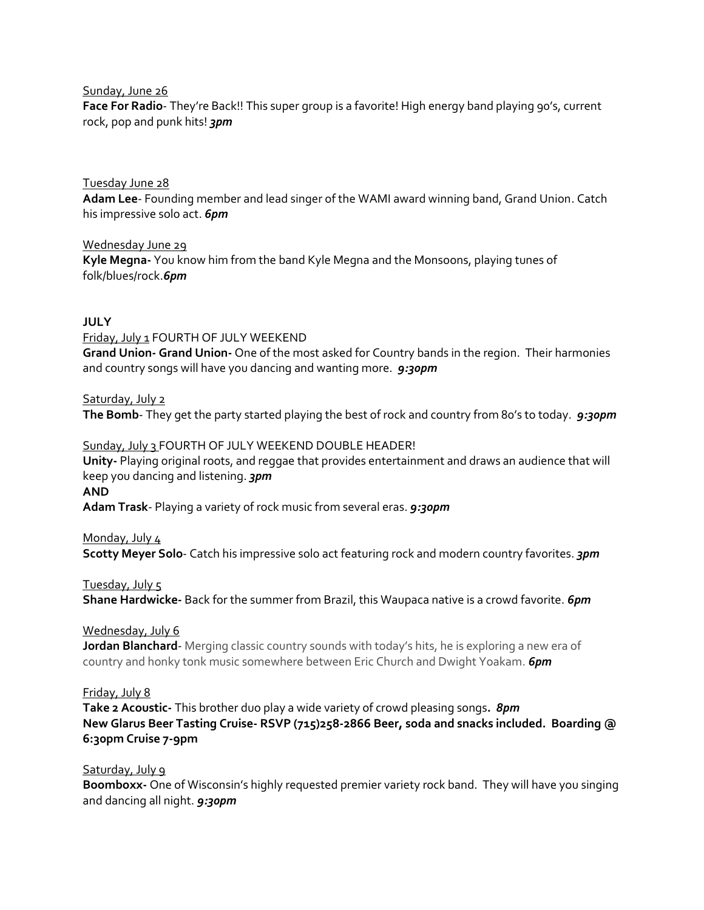Sunday, June 26

**Face For Radio**- They're Back!! This super group is a favorite! High energy band playing 90's, current rock, pop and punk hits! ***3pm***

Tuesday June 28

**Adam Lee**- Founding member and lead singer of the WAMI award winning band, Grand Union. Catch his impressive solo act. ***6pm***

Wednesday June 29

**Kyle Megna-** You know him from the band Kyle Megna and the Monsoons, playing tunes of folk/blues/rock.***6pm***

**JULY**

Friday, July 1 FOURTH OF JULY WEEKEND

**Grand Union- Grand Union-** One of the most asked for Country bands in the region. Their harmonies and country songs will have you dancing and wanting more. ***9:30pm***

Saturday, July 2

**The Bomb**- They get the party started playing the best of rock and country from 80's to today. ***9:30pm***

Sunday, July 3 FOURTH OF JULY WEEKEND DOUBLE HEADER!

**Unity-** Playing original roots, and reggae that provides entertainment and draws an audience that will keep you dancing and listening. ***3pm***

**AND**

**Adam Trask**- Playing a variety of rock music from several eras. ***9:30pm***

Monday, July 4

**Scotty Meyer Solo**- Catch his impressive solo act featuring rock and modern country favorites. ***3pm***

Tuesday, July 5

**Shane Hardwicke-** Back for the summer from Brazil, this Waupaca native is a crowd favorite. ***6pm***

Wednesday, July 6

**Jordan Blanchard**- Merging classic country sounds with today's hits, he is exploring a new era of country and honky tonk music somewhere between Eric Church and Dwight Yoakam. ***6pm***

Friday, July 8

**Take 2 Acoustic-** This brother duo play a wide variety of crowd pleasing songs**.** ***8pm***

**New Glarus Beer Tasting Cruise- RSVP (715)258-2866 Beer, soda and snacks included. Boarding @ 6:30pm Cruise 7-9pm**

Saturday, July 9

**Boomboxx-** One of Wisconsin's highly requested premier variety rock band. They will have you singing and dancing all night. ***9:30pm***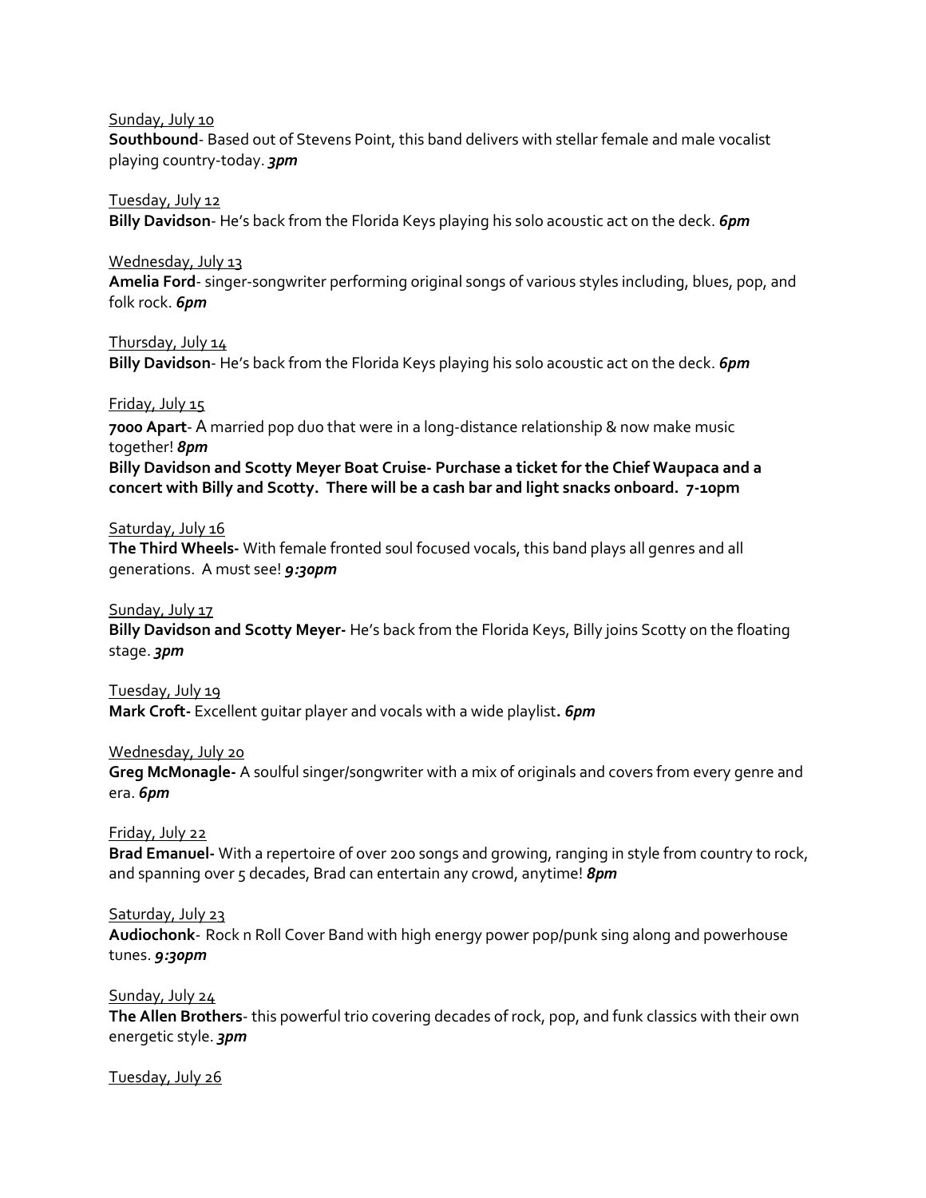Sunday, July 10

**Southbound**- Based out of Stevens Point, this band delivers with stellar female and male vocalist playing country-today. ***3pm***

Tuesday, July 12

**Billy Davidson**- He's back from the Florida Keys playing his solo acoustic act on the deck. ***6pm***

Wednesday, July 13

**Amelia Ford**- singer-songwriter performing original songs of various styles including, blues, pop, and folk rock. ***6pm***

Thursday, July 14

**Billy Davidson**- He's back from the Florida Keys playing his solo acoustic act on the deck. ***6pm***

Friday, July 15

**7000 Apart**- A married pop duo that were in a long-distance relationship & now make music together! ***8pm***

**Billy Davidson and Scotty Meyer Boat Cruise- Purchase a ticket for the Chief Waupaca and a concert with Billy and Scotty. There will be a cash bar and light snacks onboard. 7-10pm**

Saturday, July 16

**The Third Wheels-** With female fronted soul focused vocals, this band plays all genres and all generations. A must see! ***9:30pm***

Sunday, July 17

**Billy Davidson and Scotty Meyer-** He's back from the Florida Keys, Billy joins Scotty on the floating stage. ***3pm***

Tuesday, July 19

**Mark Croft-** Excellent guitar player and vocals with a wide playlist**.** ***6pm***

Wednesday, July 20

**Greg McMonagle-** A soulful singer/songwriter with a mix of originals and covers from every genre and era. ***6pm***

Friday, July 22

**Brad Emanuel-** With a repertoire of over 200 songs and growing, ranging in style from country to rock, and spanning over 5 decades, Brad can entertain any crowd, anytime! ***8pm***

Saturday, July 23

**Audiochonk**- Rock n Roll Cover Band with high energy power pop/punk sing along and powerhouse tunes. ***9:30pm***

Sunday, July 24

**The Allen Brothers**- this powerful trio covering decades of rock, pop, and funk classics with their own energetic style. ***3pm***

Tuesday, July 26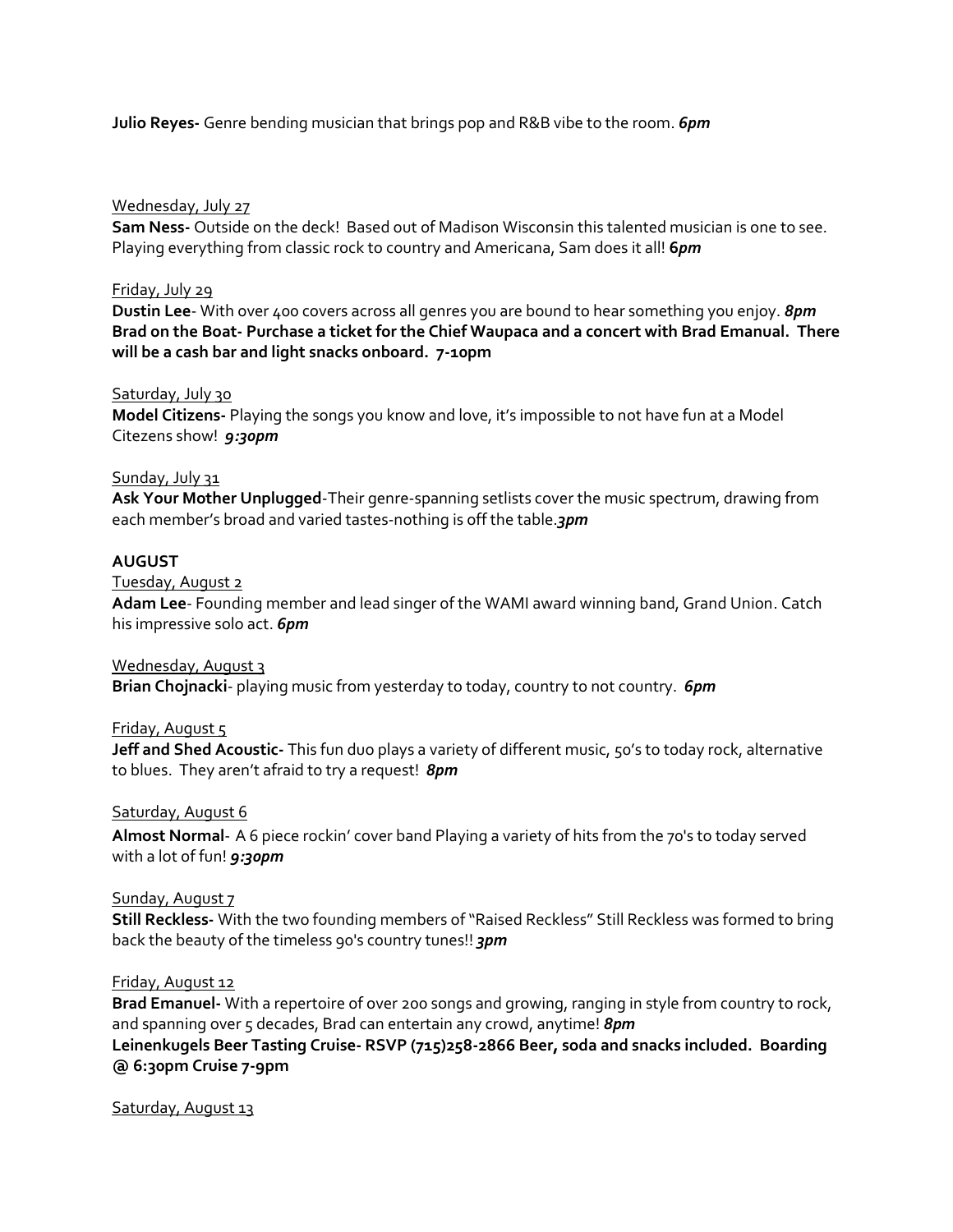**Julio Reyes-** Genre bending musician that brings pop and R&B vibe to the room. ***6pm***

Wednesday, July 27

**Sam Ness-** Outside on the deck! Based out of Madison Wisconsin this talented musician is one to see. Playing everything from classic rock to country and Americana, Sam does it all! **6*pm***

Friday, July 29

**Dustin Lee**- With over 400 covers across all genres you are bound to hear something you enjoy. ***8pm***
**Brad on the Boat- Purchase a ticket for the Chief Waupaca and a concert with Brad Emanual. There will be a cash bar and light snacks onboard. 7-10pm**

Saturday, July 30

**Model Citizens-** Playing the songs you know and love, it's impossible to not have fun at a Model Citezens show! ***9:30pm***

Sunday, July 31

**Ask Your Mother Unplugged**-Their genre-spanning setlists cover the music spectrum, drawing from each member's broad and varied tastes-nothing is off the table.***3pm***

**AUGUST**

Tuesday, August 2

**Adam Lee**- Founding member and lead singer of the WAMI award winning band, Grand Union. Catch his impressive solo act. ***6pm***

Wednesday, August 3

**Brian Chojnacki**- playing music from yesterday to today, country to not country. ***6pm***

Friday, August 5

**Jeff and Shed Acoustic-** This fun duo plays a variety of different music, 50's to today rock, alternative to blues. They aren't afraid to try a request! ***8pm***

Saturday, August 6

**Almost Normal**- A 6 piece rockin' cover band Playing a variety of hits from the 70's to today served with a lot of fun! ***9:30pm***

Sunday, August 7

**Still Reckless-** With the two founding members of "Raised Reckless" Still Reckless was formed to bring back the beauty of the timeless 90's country tunes!! ***3pm***

Friday, August 12

**Brad Emanuel-** With a repertoire of over 200 songs and growing, ranging in style from country to rock, and spanning over 5 decades, Brad can entertain any crowd, anytime! ***8pm***
**Leinenkugels Beer Tasting Cruise- RSVP (715)258-2866 Beer, soda and snacks included. Boarding @ 6:30pm Cruise 7-9pm**

Saturday, August 13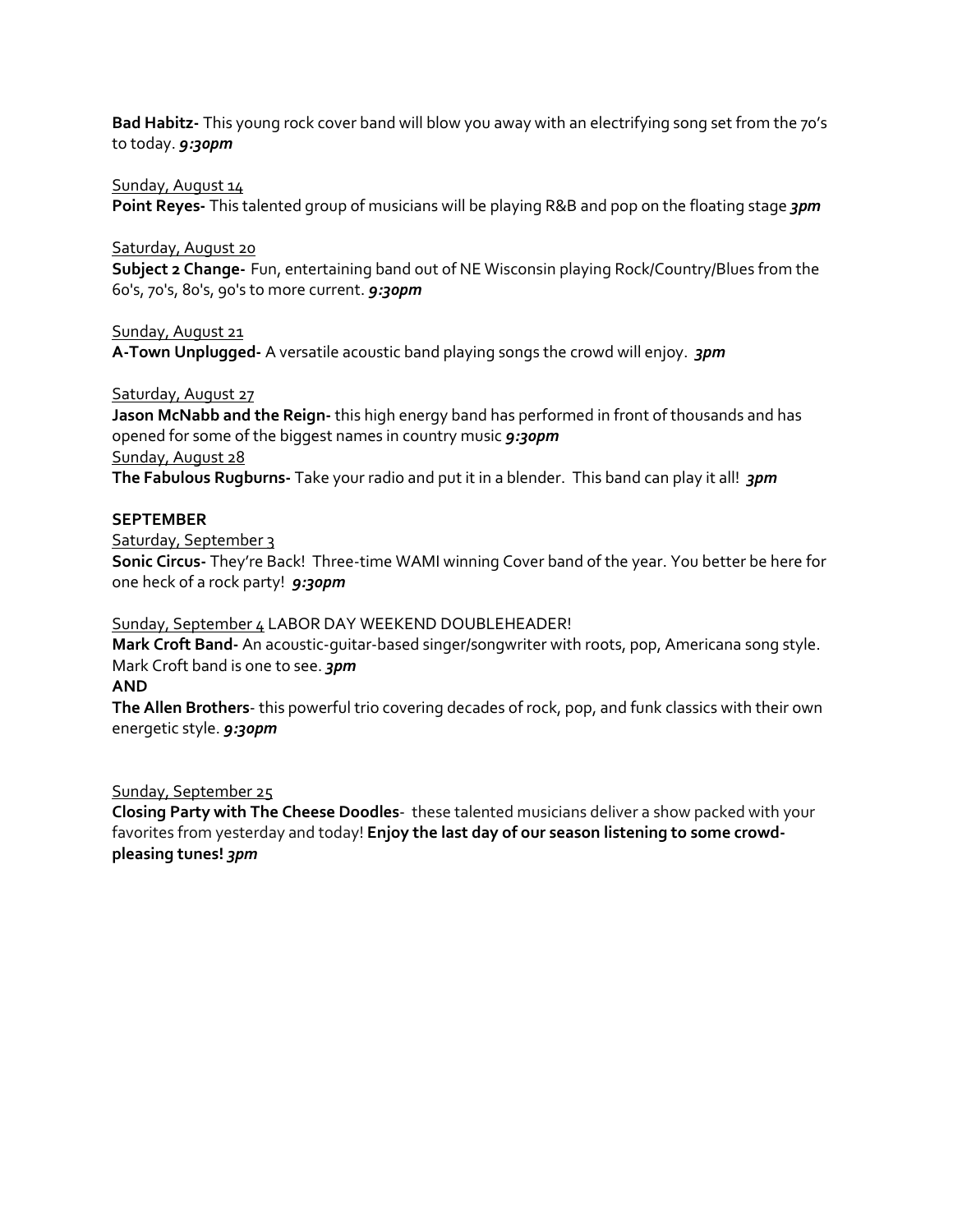**Bad Habitz-** This young rock cover band will blow you away with an electrifying song set from the 70's to today. ***9:30pm***

Sunday, August 14

**Point Reyes-** This talented group of musicians will be playing R&B and pop on the floating stage ***3pm***

Saturday, August 20

**Subject 2 Change-** Fun, entertaining band out of NE Wisconsin playing Rock/Country/Blues from the 60's, 70's, 80's, 90's to more current. ***9:30pm***

Sunday, August 21

**A-Town Unplugged-** A versatile acoustic band playing songs the crowd will enjoy. ***3pm***

Saturday, August 27

**Jason McNabb and the Reign-** this high energy band has performed in front of thousands and has opened for some of the biggest names in country music ***9:30pm***

Sunday, August 28

**The Fabulous Rugburns-** Take your radio and put it in a blender. This band can play it all! ***3pm***

**SEPTEMBER**

Saturday, September 3

**Sonic Circus-** They're Back! Three-time WAMI winning Cover band of the year. You better be here for one heck of a rock party! ***9:30pm***

Sunday, September 4 LABOR DAY WEEKEND DOUBLEHEADER!

**Mark Croft Band-** An acoustic-guitar-based singer/songwriter with roots, pop, Americana song style. Mark Croft band is one to see. ***3pm***

**AND**

**The Allen Brothers**- this powerful trio covering decades of rock, pop, and funk classics with their own energetic style. ***9:30pm***

Sunday, September 25

**Closing Party with The Cheese Doodles**- these talented musicians deliver a show packed with your favorites from yesterday and today! **Enjoy the last day of our season listening to some crowd-pleasing tunes!** ***3pm***